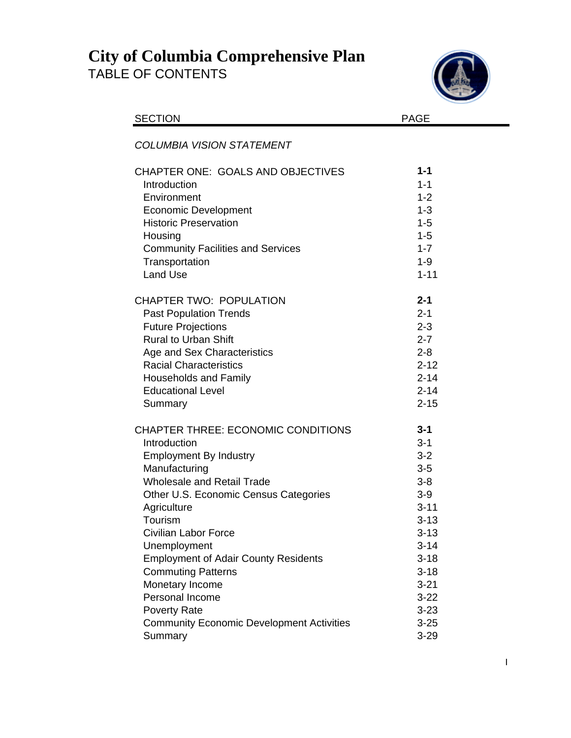# City of Columbia Comprehensive Plan

## TABLE OF CONTENTS

| SECTION | PAGE |
|---|---|
| *COLUMBIA VISION STATEMENT* | |
| CHAPTER ONE: GOALS AND OBJECTIVES | **1-1** |
| Introduction | 1-1 |
| Environment | 1-2 |
| Economic Development | 1-3 |
| Historic Preservation | 1-5 |
| Housing | 1-5 |
| Community Facilities and Services | 1-7 |
| Transportation | 1-9 |
| Land Use | 1-11 |
| CHAPTER TWO: POPULATION | **2-1** |
| Past Population Trends | 2-1 |
| Future Projections | 2-3 |
| Rural to Urban Shift | 2-7 |
| Age and Sex Characteristics | 2-8 |
| Racial Characteristics | 2-12 |
| Households and Family | 2-14 |
| Educational Level | 2-14 |
| Summary | 2-15 |
| CHAPTER THREE: ECONOMIC CONDITIONS | **3-1** |
| Introduction | 3-1 |
| Employment By Industry | 3-2 |
| Manufacturing | 3-5 |
| Wholesale and Retail Trade | 3-8 |
| Other U.S. Economic Census Categories | 3-9 |
| Agriculture | 3-11 |
| Tourism | 3-13 |
| Civilian Labor Force | 3-13 |
| Unemployment | 3-14 |
| Employment of Adair County Residents | 3-18 |
| Commuting Patterns | 3-18 |
| Monetary Income | 3-21 |
| Personal Income | 3-22 |
| Poverty Rate | 3-23 |
| Community Economic Development Activities | 3-25 |
| Summary | 3-29 |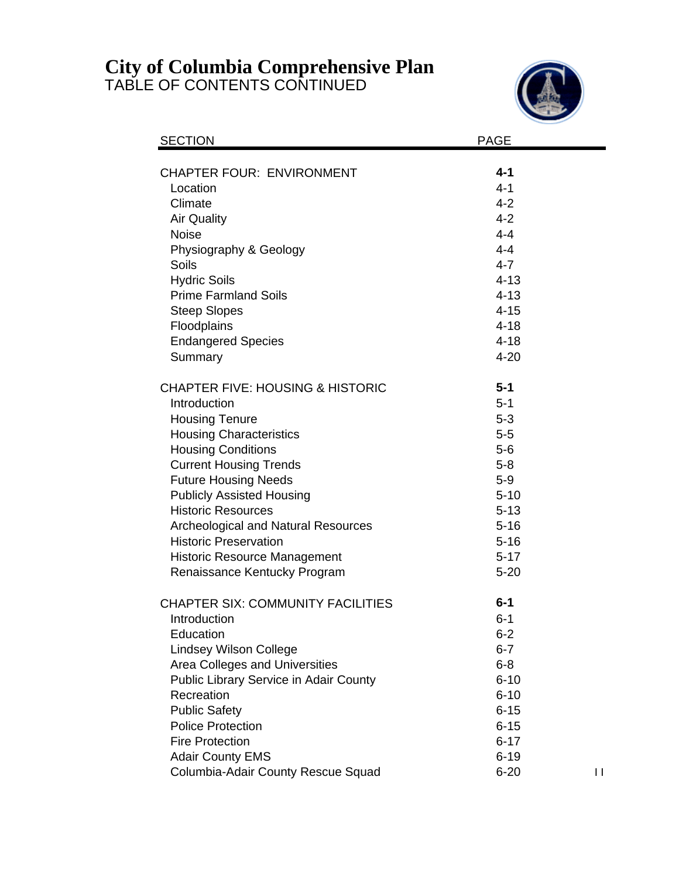# City of Columbia Comprehensive Plan

TABLE OF CONTENTS CONTINUED

| SECTION | PAGE |
|---|---|
| **CHAPTER FOUR: ENVIRONMENT** | **4-1** |
| Location | 4-1 |
| Climate | 4-2 |
| Air Quality | 4-2 |
| Noise | 4-4 |
| Physiography & Geology | 4-4 |
| Soils | 4-7 |
| Hydric Soils | 4-13 |
| Prime Farmland Soils | 4-13 |
| Steep Slopes | 4-15 |
| Floodplains | 4-18 |
| Endangered Species | 4-18 |
| Summary | 4-20 |
| **CHAPTER FIVE: HOUSING & HISTORIC** | **5-1** |
| Introduction | 5-1 |
| Housing Tenure | 5-3 |
| Housing Characteristics | 5-5 |
| Housing Conditions | 5-6 |
| Current Housing Trends | 5-8 |
| Future Housing Needs | 5-9 |
| Publicly Assisted Housing | 5-10 |
| Historic Resources | 5-13 |
| Archeological and Natural Resources | 5-16 |
| Historic Preservation | 5-16 |
| Historic Resource Management | 5-17 |
| Renaissance Kentucky Program | 5-20 |
| **CHAPTER SIX: COMMUNITY FACILITIES** | **6-1** |
| Introduction | 6-1 |
| Education | 6-2 |
| Lindsey Wilson College | 6-7 |
| Area Colleges and Universities | 6-8 |
| Public Library Service in Adair County | 6-10 |
| Recreation | 6-10 |
| Public Safety | 6-15 |
| Police Protection | 6-15 |
| Fire Protection | 6-17 |
| Adair County EMS | 6-19 |
| Columbia-Adair County Rescue Squad | 6-20 |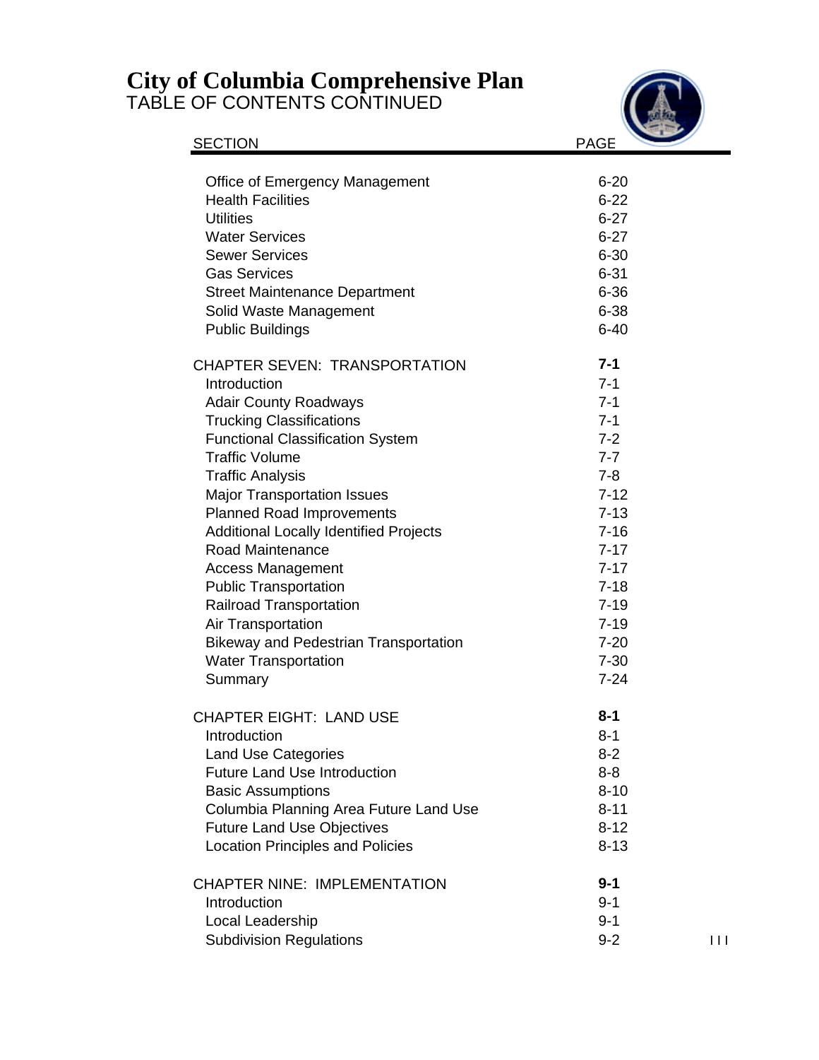# City of Columbia Comprehensive Plan

TABLE OF CONTENTS CONTINUED

| SECTION | PAGE |
|---|---|
| Office of Emergency Management | 6-20 |
| Health Facilities | 6-22 |
| Utilities | 6-27 |
| Water Services | 6-27 |
| Sewer Services | 6-30 |
| Gas Services | 6-31 |
| Street Maintenance Department | 6-36 |
| Solid Waste Management | 6-38 |
| Public Buildings | 6-40 |
| CHAPTER SEVEN: TRANSPORTATION | **7-1** |
| Introduction | 7-1 |
| Adair County Roadways | 7-1 |
| Trucking Classifications | 7-1 |
| Functional Classification System | 7-2 |
| Traffic Volume | 7-7 |
| Traffic Analysis | 7-8 |
| Major Transportation Issues | 7-12 |
| Planned Road Improvements | 7-13 |
| Additional Locally Identified Projects | 7-16 |
| Road Maintenance | 7-17 |
| Access Management | 7-17 |
| Public Transportation | 7-18 |
| Railroad Transportation | 7-19 |
| Air Transportation | 7-19 |
| Bikeway and Pedestrian Transportation | 7-20 |
| Water Transportation | 7-30 |
| Summary | 7-24 |
| CHAPTER EIGHT: LAND USE | **8-1** |
| Introduction | 8-1 |
| Land Use Categories | 8-2 |
| Future Land Use Introduction | 8-8 |
| Basic Assumptions | 8-10 |
| Columbia Planning Area Future Land Use | 8-11 |
| Future Land Use Objectives | 8-12 |
| Location Principles and Policies | 8-13 |
| CHAPTER NINE: IMPLEMENTATION | **9-1** |
| Introduction | 9-1 |
| Local Leadership | 9-1 |
| Subdivision Regulations | 9-2 |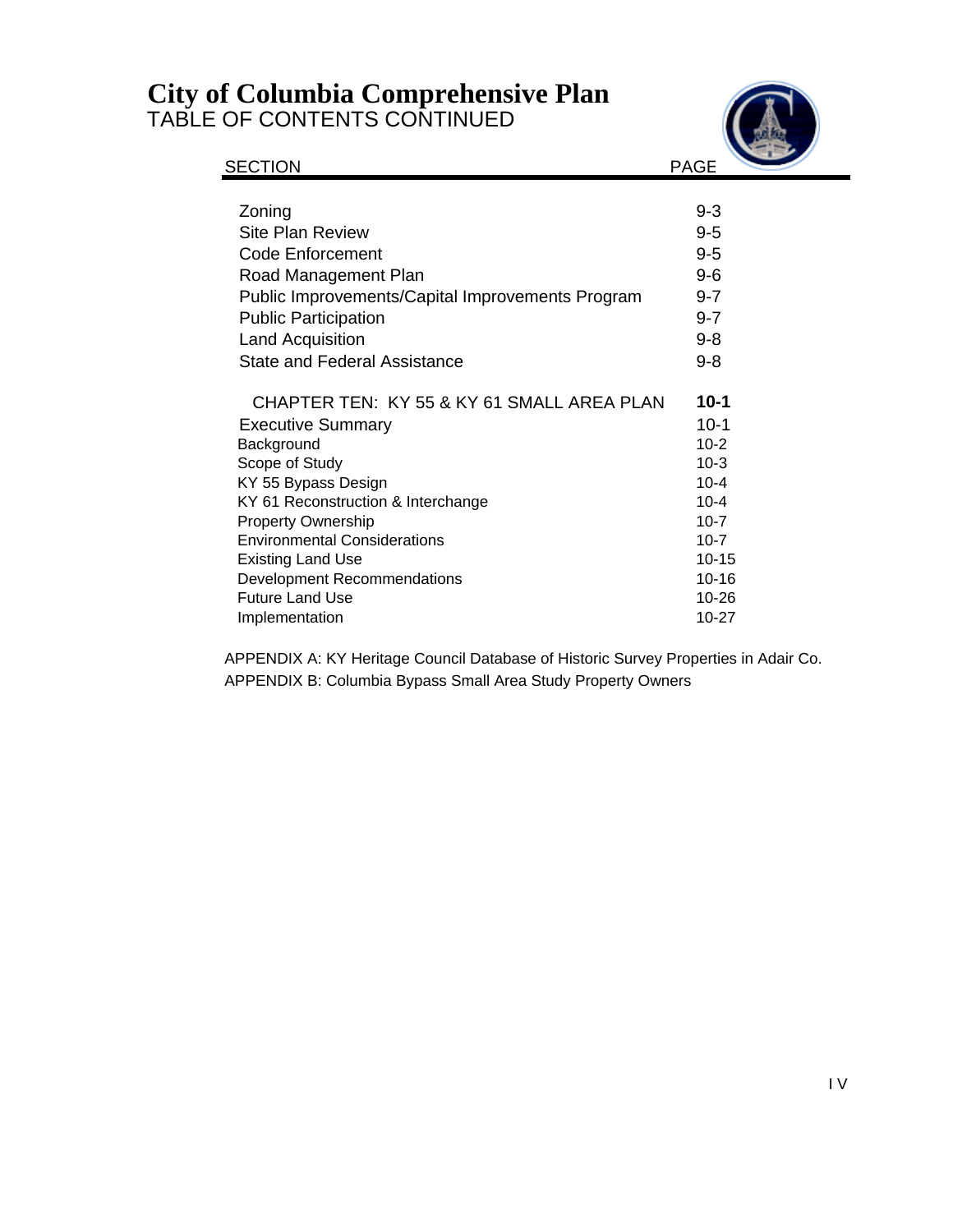# City of Columbia Comprehensive Plan

TABLE OF CONTENTS CONTINUED

| SECTION | PAGE |
|---|---|
| Zoning | 9-3 |
| Site Plan Review | 9-5 |
| Code Enforcement | 9-5 |
| Road Management Plan | 9-6 |
| Public Improvements/Capital Improvements Program | 9-7 |
| Public Participation | 9-7 |
| Land Acquisition | 9-8 |
| State and Federal Assistance | 9-8 |
| CHAPTER TEN: KY 55 & KY 61 SMALL AREA PLAN | **10-1** |
| Executive Summary | 10-1 |
| Background | 10-2 |
| Scope of Study | 10-3 |
| KY 55 Bypass Design | 10-4 |
| KY 61 Reconstruction & Interchange | 10-4 |
| Property Ownership | 10-7 |
| Environmental Considerations | 10-7 |
| Existing Land Use | 10-15 |
| Development Recommendations | 10-16 |
| Future Land Use | 10-26 |
| Implementation | 10-27 |

APPENDIX A: KY Heritage Council Database of Historic Survey Properties in Adair Co.

APPENDIX B: Columbia Bypass Small Area Study Property Owners